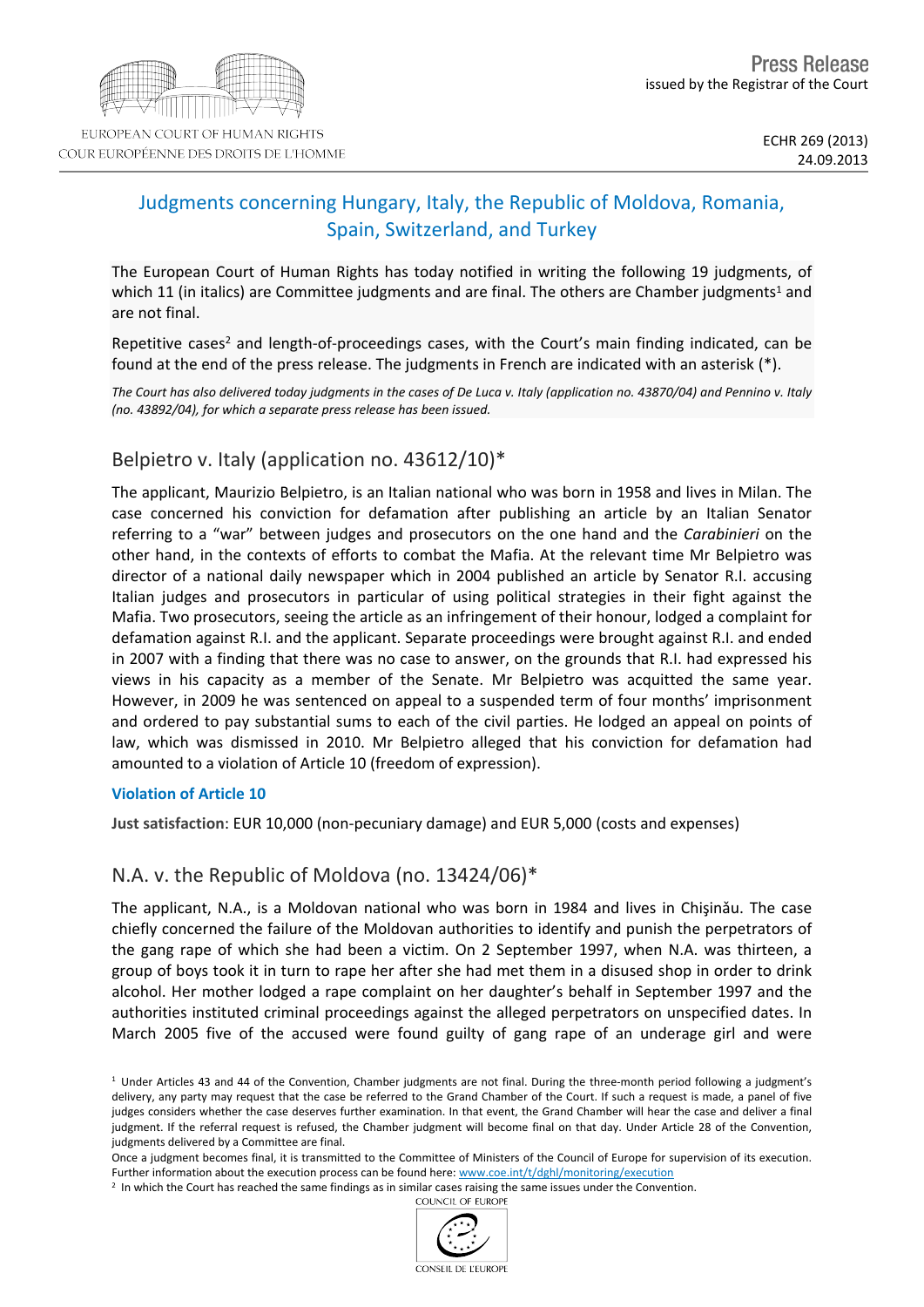Press Release
issued by the Registrar of the Court

ECHR 269 (2013)
24.09.2013

# Judgments concerning Hungary, Italy, the Republic of Moldova, Romania, Spain, Switzerland, and Turkey

The European Court of Human Rights has today notified in writing the following 19 judgments, of which 11 (in italics) are Committee judgments and are final. The others are Chamber judgments[1] and are not final.

Repetitive cases[2] and length-of-proceedings cases, with the Court's main finding indicated, can be found at the end of the press release. The judgments in French are indicated with an asterisk (*).

*The Court has also delivered today judgments in the cases of De Luca v. Italy (application no. 43870/04) and Pennino v. Italy (no. 43892/04), for which a separate press release has been issued.*

## Belpietro v. Italy (application no. 43612/10)*

The applicant, Maurizio Belpietro, is an Italian national who was born in 1958 and lives in Milan. The case concerned his conviction for defamation after publishing an article by an Italian Senator referring to a "war" between judges and prosecutors on the one hand and the *Carabinieri* on the other hand, in the contexts of efforts to combat the Mafia. At the relevant time Mr Belpietro was director of a national daily newspaper which in 2004 published an article by Senator R.I. accusing Italian judges and prosecutors in particular of using political strategies in their fight against the Mafia. Two prosecutors, seeing the article as an infringement of their honour, lodged a complaint for defamation against R.I. and the applicant. Separate proceedings were brought against R.I. and ended in 2007 with a finding that there was no case to answer, on the grounds that R.I. had expressed his views in his capacity as a member of the Senate. Mr Belpietro was acquitted the same year. However, in 2009 he was sentenced on appeal to a suspended term of four months' imprisonment and ordered to pay substantial sums to each of the civil parties. He lodged an appeal on points of law, which was dismissed in 2010. Mr Belpietro alleged that his conviction for defamation had amounted to a violation of Article 10 (freedom of expression).

**Violation of Article 10**

**Just satisfaction**: EUR 10,000 (non-pecuniary damage) and EUR 5,000 (costs and expenses)

## N.A. v. the Republic of Moldova (no. 13424/06)*

The applicant, N.A., is a Moldovan national who was born in 1984 and lives in Chişinău. The case chiefly concerned the failure of the Moldovan authorities to identify and punish the perpetrators of the gang rape of which she had been a victim. On 2 September 1997, when N.A. was thirteen, a group of boys took it in turn to rape her after she had met them in a disused shop in order to drink alcohol. Her mother lodged a rape complaint on her daughter's behalf in September 1997 and the authorities instituted criminal proceedings against the alleged perpetrators on unspecified dates. In March 2005 five of the accused were found guilty of gang rape of an underage girl and were

[1] Under Articles 43 and 44 of the Convention, Chamber judgments are not final. During the three-month period following a judgment's delivery, any party may request that the case be referred to the Grand Chamber of the Court. If such a request is made, a panel of five judges considers whether the case deserves further examination. In that event, the Grand Chamber will hear the case and deliver a final judgment. If the referral request is refused, the Chamber judgment will become final on that day. Under Article 28 of the Convention, judgments delivered by a Committee are final.

Once a judgment becomes final, it is transmitted to the Committee of Ministers of the Council of Europe for supervision of its execution. Further information about the execution process can be found here: www.coe.int/t/dghl/monitoring/execution

[2] In which the Court has reached the same findings as in similar cases raising the same issues under the Convention.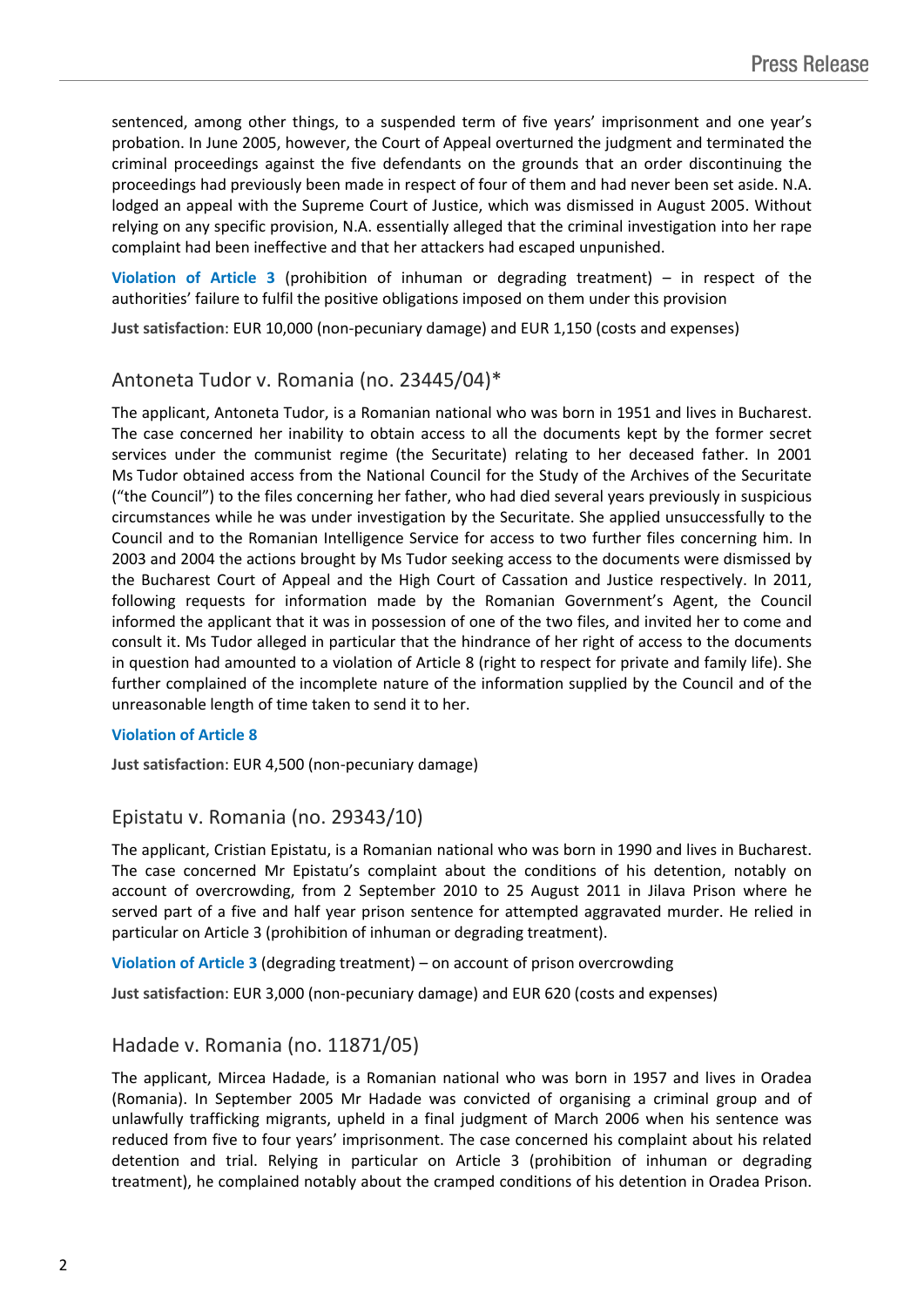sentenced, among other things, to a suspended term of five years' imprisonment and one year's probation. In June 2005, however, the Court of Appeal overturned the judgment and terminated the criminal proceedings against the five defendants on the grounds that an order discontinuing the proceedings had previously been made in respect of four of them and had never been set aside. N.A. lodged an appeal with the Supreme Court of Justice, which was dismissed in August 2005. Without relying on any specific provision, N.A. essentially alleged that the criminal investigation into her rape complaint had been ineffective and that her attackers had escaped unpunished.

**Violation of Article 3** (prohibition of inhuman or degrading treatment) – in respect of the authorities' failure to fulfil the positive obligations imposed on them under this provision

**Just satisfaction**: EUR 10,000 (non-pecuniary damage) and EUR 1,150 (costs and expenses)

## Antoneta Tudor v. Romania (no. 23445/04)*

The applicant, Antoneta Tudor, is a Romanian national who was born in 1951 and lives in Bucharest. The case concerned her inability to obtain access to all the documents kept by the former secret services under the communist regime (the Securitate) relating to her deceased father. In 2001 Ms Tudor obtained access from the National Council for the Study of the Archives of the Securitate ("the Council") to the files concerning her father, who had died several years previously in suspicious circumstances while he was under investigation by the Securitate. She applied unsuccessfully to the Council and to the Romanian Intelligence Service for access to two further files concerning him. In 2003 and 2004 the actions brought by Ms Tudor seeking access to the documents were dismissed by the Bucharest Court of Appeal and the High Court of Cassation and Justice respectively. In 2011, following requests for information made by the Romanian Government's Agent, the Council informed the applicant that it was in possession of one of the two files, and invited her to come and consult it. Ms Tudor alleged in particular that the hindrance of her right of access to the documents in question had amounted to a violation of Article 8 (right to respect for private and family life). She further complained of the incomplete nature of the information supplied by the Council and of the unreasonable length of time taken to send it to her.

**Violation of Article 8**

**Just satisfaction**: EUR 4,500 (non-pecuniary damage)

## Epistatu v. Romania (no. 29343/10)

The applicant, Cristian Epistatu, is a Romanian national who was born in 1990 and lives in Bucharest. The case concerned Mr Epistatu's complaint about the conditions of his detention, notably on account of overcrowding, from 2 September 2010 to 25 August 2011 in Jilava Prison where he served part of a five and half year prison sentence for attempted aggravated murder. He relied in particular on Article 3 (prohibition of inhuman or degrading treatment).

**Violation of Article 3** (degrading treatment) – on account of prison overcrowding

**Just satisfaction**: EUR 3,000 (non-pecuniary damage) and EUR 620 (costs and expenses)

## Hadade v. Romania (no. 11871/05)

The applicant, Mircea Hadade, is a Romanian national who was born in 1957 and lives in Oradea (Romania). In September 2005 Mr Hadade was convicted of organising a criminal group and of unlawfully trafficking migrants, upheld in a final judgment of March 2006 when his sentence was reduced from five to four years' imprisonment. The case concerned his complaint about his related detention and trial. Relying in particular on Article 3 (prohibition of inhuman or degrading treatment), he complained notably about the cramped conditions of his detention in Oradea Prison.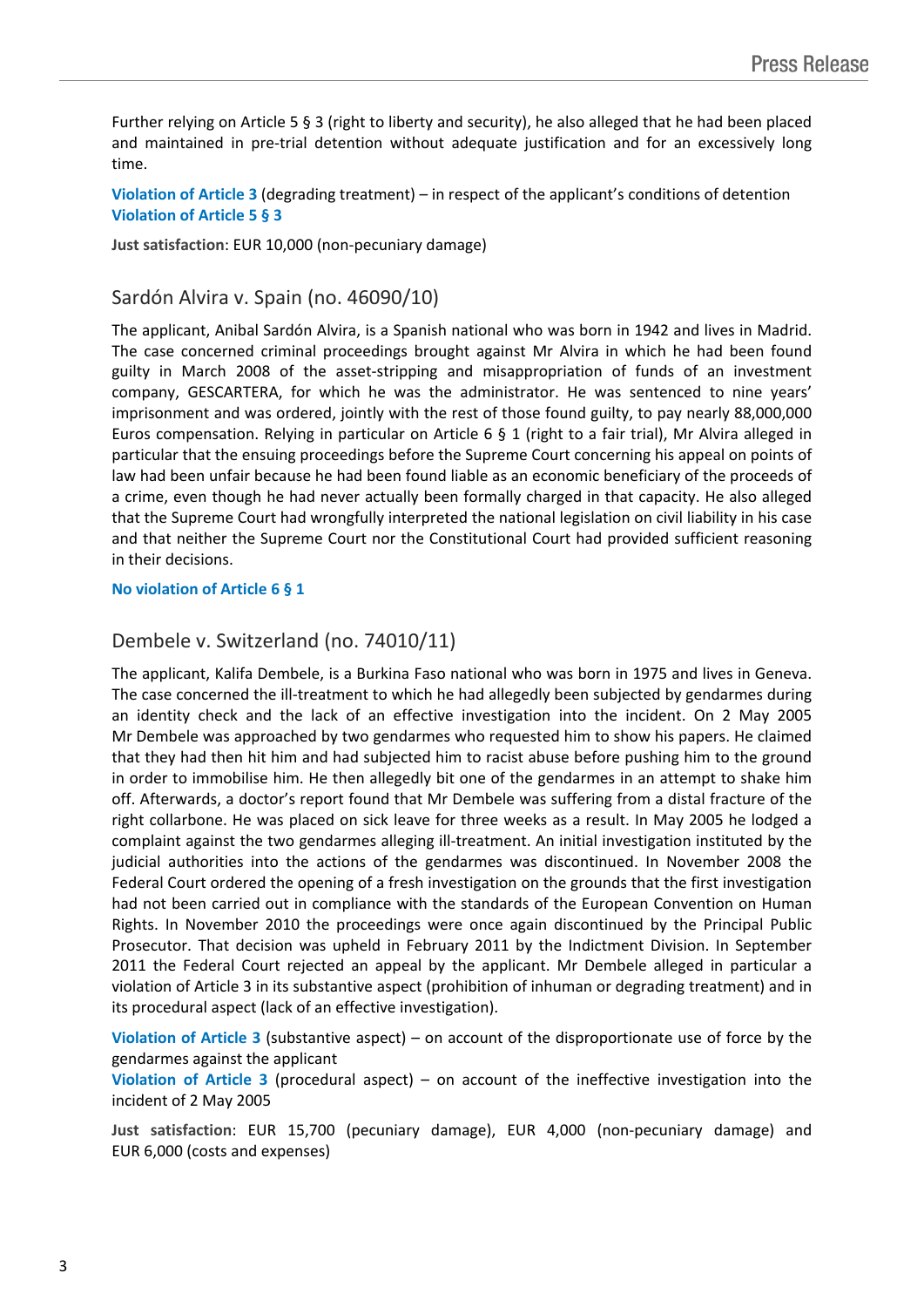Further relying on Article 5 § 3 (right to liberty and security), he also alleged that he had been placed and maintained in pre-trial detention without adequate justification and for an excessively long time.

**Violation of Article 3** (degrading treatment) – in respect of the applicant's conditions of detention
**Violation of Article 5 § 3**

**Just satisfaction**: EUR 10,000 (non-pecuniary damage)

## Sardón Alvira v. Spain (no. 46090/10)

The applicant, Anibal Sardón Alvira, is a Spanish national who was born in 1942 and lives in Madrid. The case concerned criminal proceedings brought against Mr Alvira in which he had been found guilty in March 2008 of the asset-stripping and misappropriation of funds of an investment company, GESCARTERA, for which he was the administrator. He was sentenced to nine years' imprisonment and was ordered, jointly with the rest of those found guilty, to pay nearly 88,000,000 Euros compensation. Relying in particular on Article 6 § 1 (right to a fair trial), Mr Alvira alleged in particular that the ensuing proceedings before the Supreme Court concerning his appeal on points of law had been unfair because he had been found liable as an economic beneficiary of the proceeds of a crime, even though he had never actually been formally charged in that capacity. He also alleged that the Supreme Court had wrongfully interpreted the national legislation on civil liability in his case and that neither the Supreme Court nor the Constitutional Court had provided sufficient reasoning in their decisions.

**No violation of Article 6 § 1**

## Dembele v. Switzerland (no. 74010/11)

The applicant, Kalifa Dembele, is a Burkina Faso national who was born in 1975 and lives in Geneva. The case concerned the ill-treatment to which he had allegedly been subjected by gendarmes during an identity check and the lack of an effective investigation into the incident. On 2 May 2005 Mr Dembele was approached by two gendarmes who requested him to show his papers. He claimed that they had then hit him and had subjected him to racist abuse before pushing him to the ground in order to immobilise him. He then allegedly bit one of the gendarmes in an attempt to shake him off. Afterwards, a doctor's report found that Mr Dembele was suffering from a distal fracture of the right collarbone. He was placed on sick leave for three weeks as a result. In May 2005 he lodged a complaint against the two gendarmes alleging ill-treatment. An initial investigation instituted by the judicial authorities into the actions of the gendarmes was discontinued. In November 2008 the Federal Court ordered the opening of a fresh investigation on the grounds that the first investigation had not been carried out in compliance with the standards of the European Convention on Human Rights. In November 2010 the proceedings were once again discontinued by the Principal Public Prosecutor. That decision was upheld in February 2011 by the Indictment Division. In September 2011 the Federal Court rejected an appeal by the applicant. Mr Dembele alleged in particular a violation of Article 3 in its substantive aspect (prohibition of inhuman or degrading treatment) and in its procedural aspect (lack of an effective investigation).

**Violation of Article 3** (substantive aspect) – on account of the disproportionate use of force by the gendarmes against the applicant
**Violation of Article 3** (procedural aspect) – on account of the ineffective investigation into the incident of 2 May 2005

**Just satisfaction**: EUR 15,700 (pecuniary damage), EUR 4,000 (non-pecuniary damage) and EUR 6,000 (costs and expenses)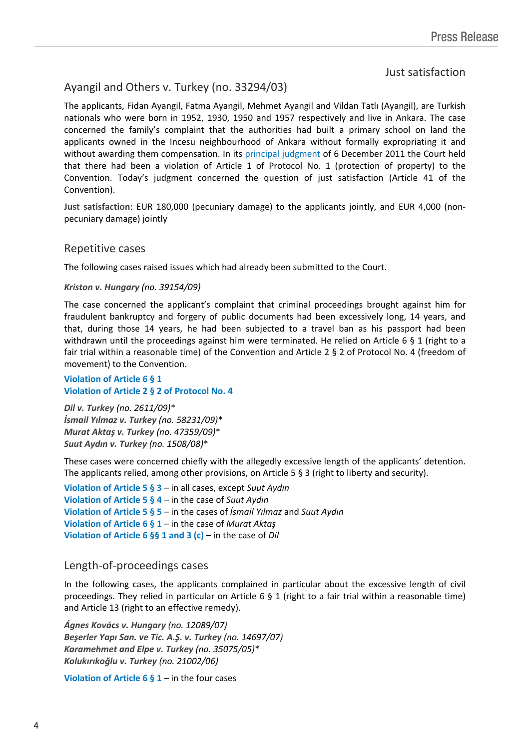## Just satisfaction

### Ayangil and Others v. Turkey (no. 33294/03)

The applicants, Fidan Ayangil, Fatma Ayangil, Mehmet Ayangil and Vildan Tatlı (Ayangil), are Turkish nationals who were born in 1952, 1930, 1950 and 1957 respectively and live in Ankara. The case concerned the family's complaint that the authorities had built a primary school on land the applicants owned in the Incesu neighbourhood of Ankara without formally expropriating it and without awarding them compensation. In its principal judgment of 6 December 2011 the Court held that there had been a violation of Article 1 of Protocol No. 1 (protection of property) to the Convention. Today's judgment concerned the question of just satisfaction (Article 41 of the Convention).

**Just satisfaction**: EUR 180,000 (pecuniary damage) to the applicants jointly, and EUR 4,000 (non-pecuniary damage) jointly

## Repetitive cases

The following cases raised issues which had already been submitted to the Court.

***Kriston v. Hungary (no. 39154/09)***

The case concerned the applicant's complaint that criminal proceedings brought against him for fraudulent bankruptcy and forgery of public documents had been excessively long, 14 years, and that, during those 14 years, he had been subjected to a travel ban as his passport had been withdrawn until the proceedings against him were terminated. He relied on Article 6 § 1 (right to a fair trial within a reasonable time) of the Convention and Article 2 § 2 of Protocol No. 4 (freedom of movement) to the Convention.

**Violation of Article 6 § 1**
**Violation of Article 2 § 2 of Protocol No. 4**

***Dil v. Turkey (no. 2611/09)****
***İsmail Yılmaz v. Turkey (no. 58231/09)****
***Murat Aktaş v. Turkey (no. 47359/09)****
***Suut Aydın v. Turkey (no. 1508/08)****

These cases were concerned chiefly with the allegedly excessive length of the applicants' detention. The applicants relied, among other provisions, on Article 5 § 3 (right to liberty and security).

**Violation of Article 5 § 3** – in all cases, except *Suut Aydın*
**Violation of Article 5 § 4** – in the case of *Suut Aydın*
**Violation of Article 5 § 5** – in the cases of *İsmail Yılmaz* and *Suut Aydın*
**Violation of Article 6 § 1** – in the case of *Murat Aktaş*
**Violation of Article 6 §§ 1 and 3 (c)** – in the case of *Dil*

## Length-of-proceedings cases

In the following cases, the applicants complained in particular about the excessive length of civil proceedings. They relied in particular on Article 6 § 1 (right to a fair trial within a reasonable time) and Article 13 (right to an effective remedy).

***Ágnes Kovács v. Hungary (no. 12089/07)***
***Beşerler Yapı San. ve Tic. A.Ş. v. Turkey (no. 14697/07)***
***Karamehmet and Elpe v. Turkey (no. 35075/05)****
***Kolukırıkoğlu v. Turkey (no. 21002/06)***

**Violation of Article 6 § 1** – in the four cases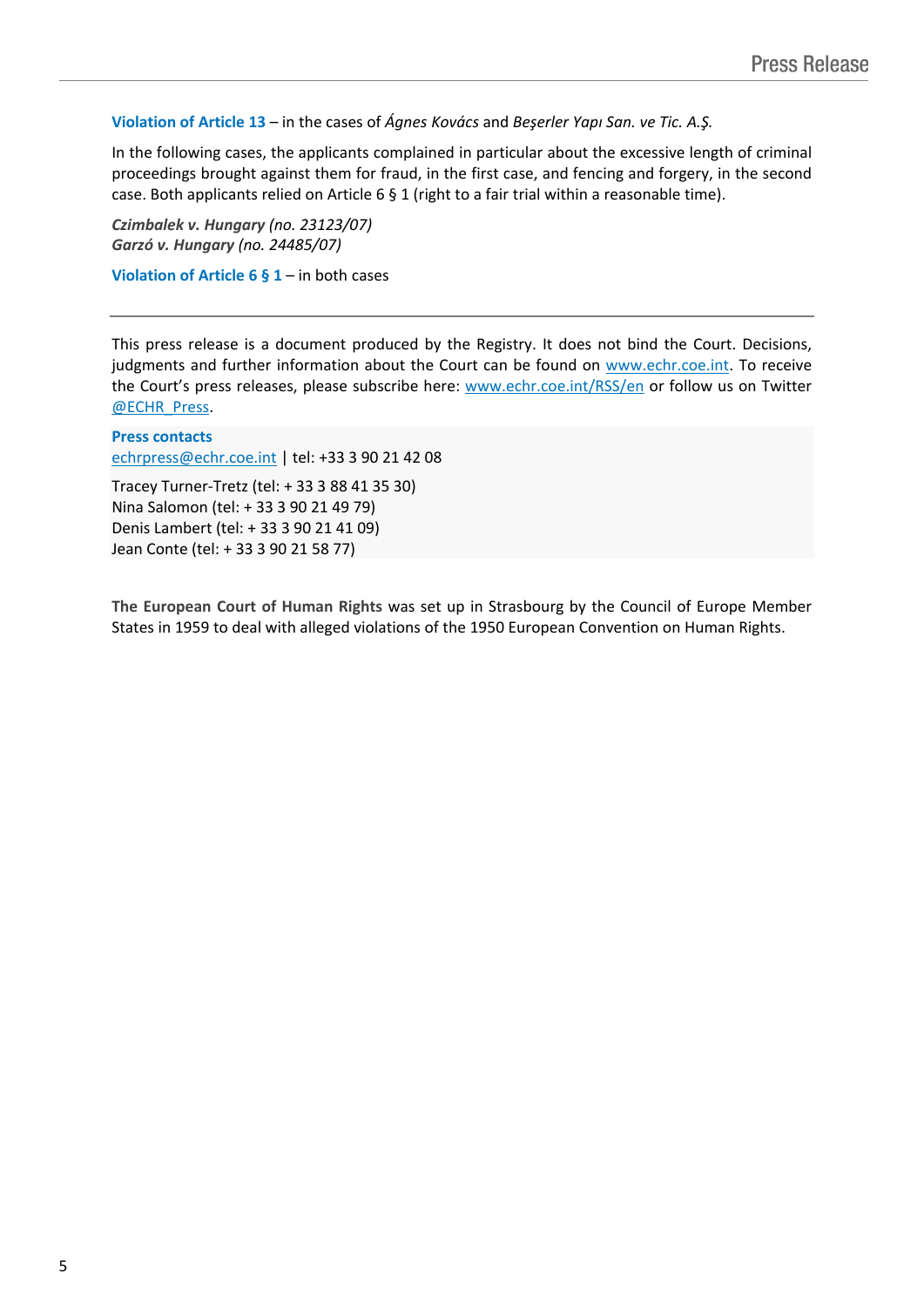**Violation of Article 13** – in the cases of *Ágnes Kovács* and *Beşerler Yapı San. ve Tic. A.Ş.*

In the following cases, the applicants complained in particular about the excessive length of criminal proceedings brought against them for fraud, in the first case, and fencing and forgery, in the second case. Both applicants relied on Article 6 § 1 (right to a fair trial within a reasonable time).

***Czimbalek v. Hungary (no. 23123/07)***
***Garzó v. Hungary (no. 24485/07)***

**Violation of Article 6 § 1** – in both cases

---

This press release is a document produced by the Registry. It does not bind the Court. Decisions, judgments and further information about the Court can be found on www.echr.coe.int. To receive the Court's press releases, please subscribe here: www.echr.coe.int/RSS/en or follow us on Twitter @ECHR_Press.

**Press contacts**
echrpress@echr.coe.int | tel: +33 3 90 21 42 08

Tracey Turner-Tretz (tel: + 33 3 88 41 35 30)
Nina Salomon (tel: + 33 3 90 21 49 79)
Denis Lambert (tel: + 33 3 90 21 41 09)
Jean Conte (tel: + 33 3 90 21 58 77)

**The European Court of Human Rights** was set up in Strasbourg by the Council of Europe Member States in 1959 to deal with alleged violations of the 1950 European Convention on Human Rights.